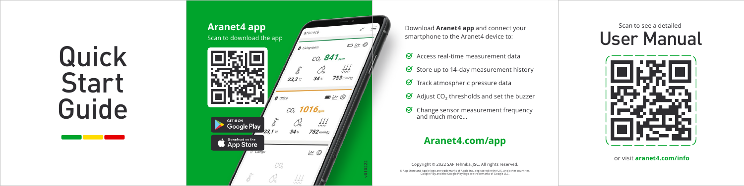# Quick Start Guide

## Aranet4 app

Scan to download the app

GET IT ON Google Play

Download on the App Store

Download **Aranet4 app** and connect your smartphone to the Aranet4 device to:

- Access real-time measurement data
- Store up to 14-day measurement history
- Track atmospheric pressure data
- Adjust $CO_2$ thresholds and set the buzzer
- Change sensor measurement frequency and much more...

**Aranet4.com/app**

Copyright © 2022 SAF Tehnika, JSC. All rights reserved.

© App Store and Apple logo are trademarks of Apple Inc., registered in the U.S. and other countries. Google Play and the Google Play logo are trademarks of Google LLC.

v010222

Scan to see a detailed

## User Manual

or visit **aranet4.com/info**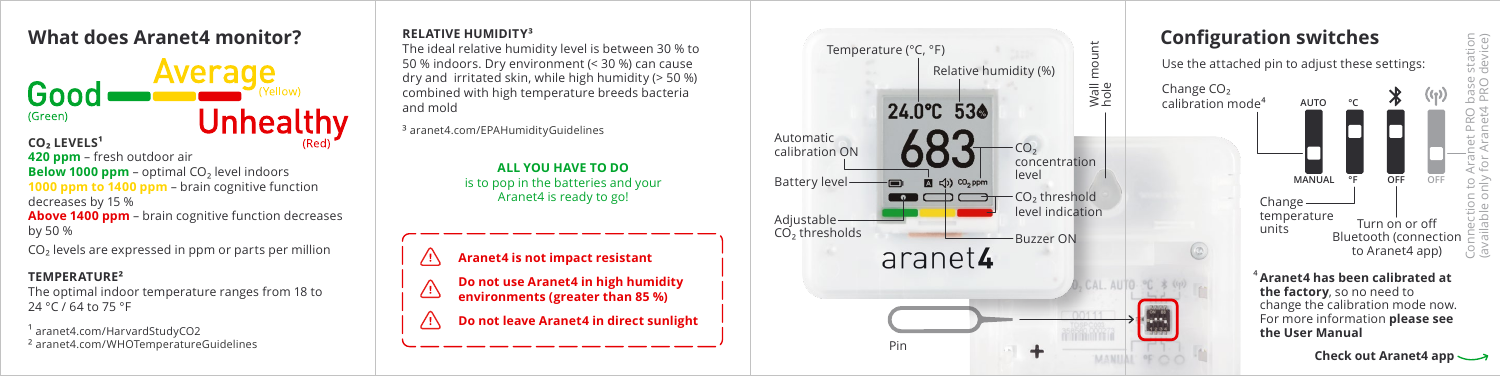## What does Aranet4 monitor?

Good (Green) — Average (Yellow) — Unhealthy (Red)

**$CO_2$ LEVELS[1]**

**420 ppm** – fresh outdoor air
**Below 1000 ppm** – optimal $CO_2$ level indoors
**1000 ppm to 1400 ppm** – brain cognitive function decreases by 15 %
**Above 1400 ppm** – brain cognitive function decreases by 50 %

$CO_2$ levels are expressed in ppm or parts per million

**TEMPERATURE[2]**

The optimal indoor temperature ranges from 18 to 24 °C / 64 to 75 °F

[1] aranet4.com/HarvardStudyCO2
[2] aranet4.com/WHOTemperatureGuidelines

**RELATIVE HUMIDITY[3]**

The ideal relative humidity level is between 30 % to 50 % indoors. Dry environment (< 30 %) can cause dry and irritated skin, while high humidity (> 50 %) combined with high temperature breeds bacteria and mold

[3] aranet4.com/EPAHumidityGuidelines

**ALL YOU HAVE TO DO**
is to pop in the batteries and your Aranet4 is ready to go!

**Aranet4 is not impact resistant**

**Do not use Aranet4 in high humidity environments (greater than 85 %)**

**Do not leave Aranet4 in direct sunlight**

Temperature (°C, °F)
Relative humidity (%)
Wall mount hole
24.0°C 53
683
Automatic calibration ON
$CO_2$ concentration level
Battery level
$CO_2$ threshold level indication
Adjustable $CO_2$ thresholds
Buzzer ON
aranet4
Pin

## Configuration switches

Use the attached pin to adjust these settings:

Change $CO_2$ calibration mode[4]

AUTO / MANUAL
°C / °F
OFF
OFF

Change temperature units

Turn on or off Bluetooth (connection to Aranet4 app)

Connection to Aranet PRO base station (available only for Aranet4 PRO device)

[4] **Aranet4 has been calibrated at the factory**, so no need to change the calibration mode now. For more information **please see the User Manual**

**Check out Aranet4 app**